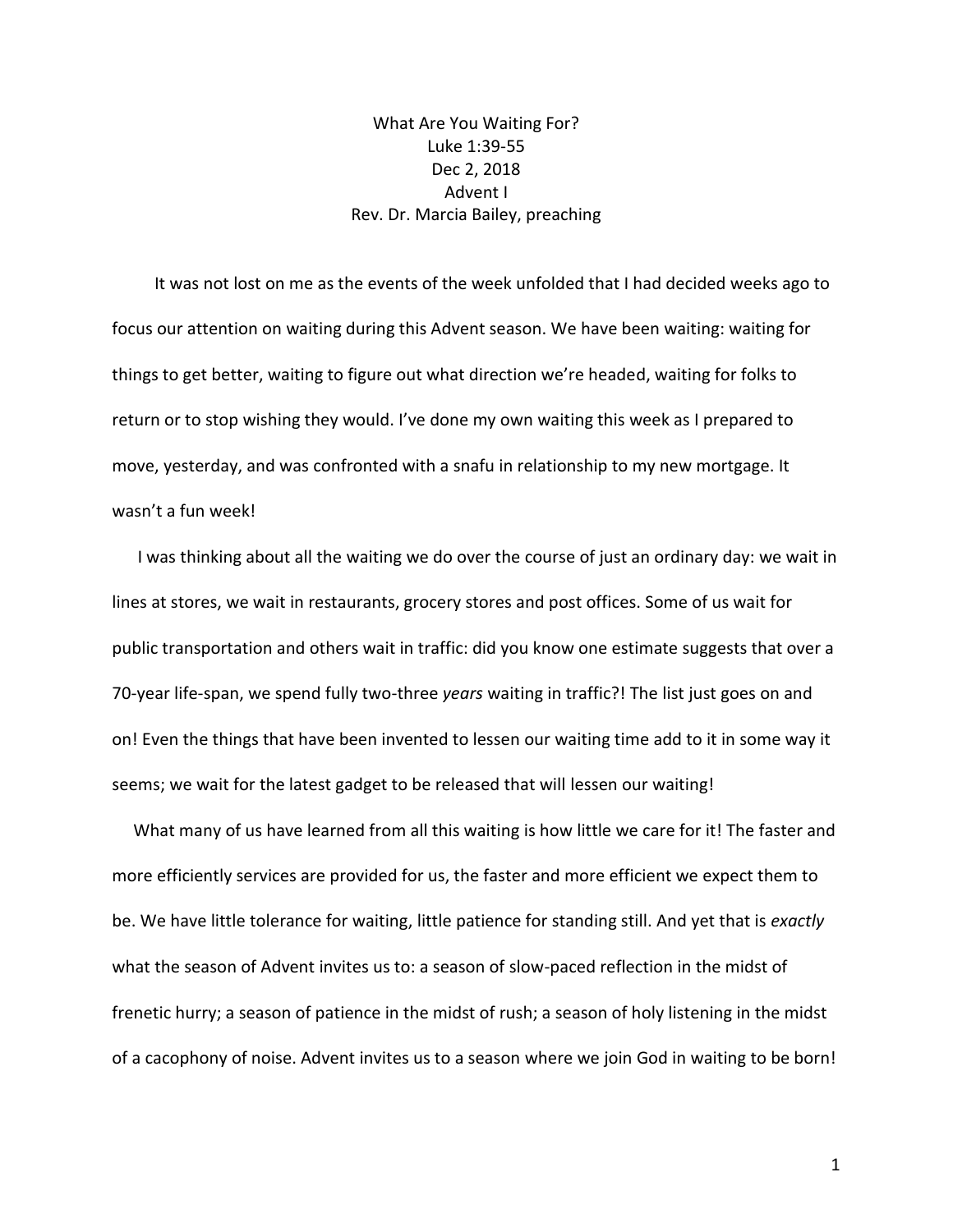# What Are You Waiting For?

Luke 1:39-55

Dec 2, 2018

Advent I

Rev. Dr. Marcia Bailey, preaching

It was not lost on me as the events of the week unfolded that I had decided weeks ago to focus our attention on waiting during this Advent season. We have been waiting: waiting for things to get better, waiting to figure out what direction we're headed, waiting for folks to return or to stop wishing they would. I've done my own waiting this week as I prepared to move, yesterday, and was confronted with a snafu in relationship to my new mortgage. It wasn't a fun week!

I was thinking about all the waiting we do over the course of just an ordinary day: we wait in lines at stores, we wait in restaurants, grocery stores and post offices. Some of us wait for public transportation and others wait in traffic: did you know one estimate suggests that over a 70-year life-span, we spend fully two-three *years* waiting in traffic?! The list just goes on and on! Even the things that have been invented to lessen our waiting time add to it in some way it seems; we wait for the latest gadget to be released that will lessen our waiting!

What many of us have learned from all this waiting is how little we care for it! The faster and more efficiently services are provided for us, the faster and more efficient we expect them to be. We have little tolerance for waiting, little patience for standing still. And yet that is *exactly* what the season of Advent invites us to: a season of slow-paced reflection in the midst of frenetic hurry; a season of patience in the midst of rush; a season of holy listening in the midst of a cacophony of noise. Advent invites us to a season where we join God in waiting to be born!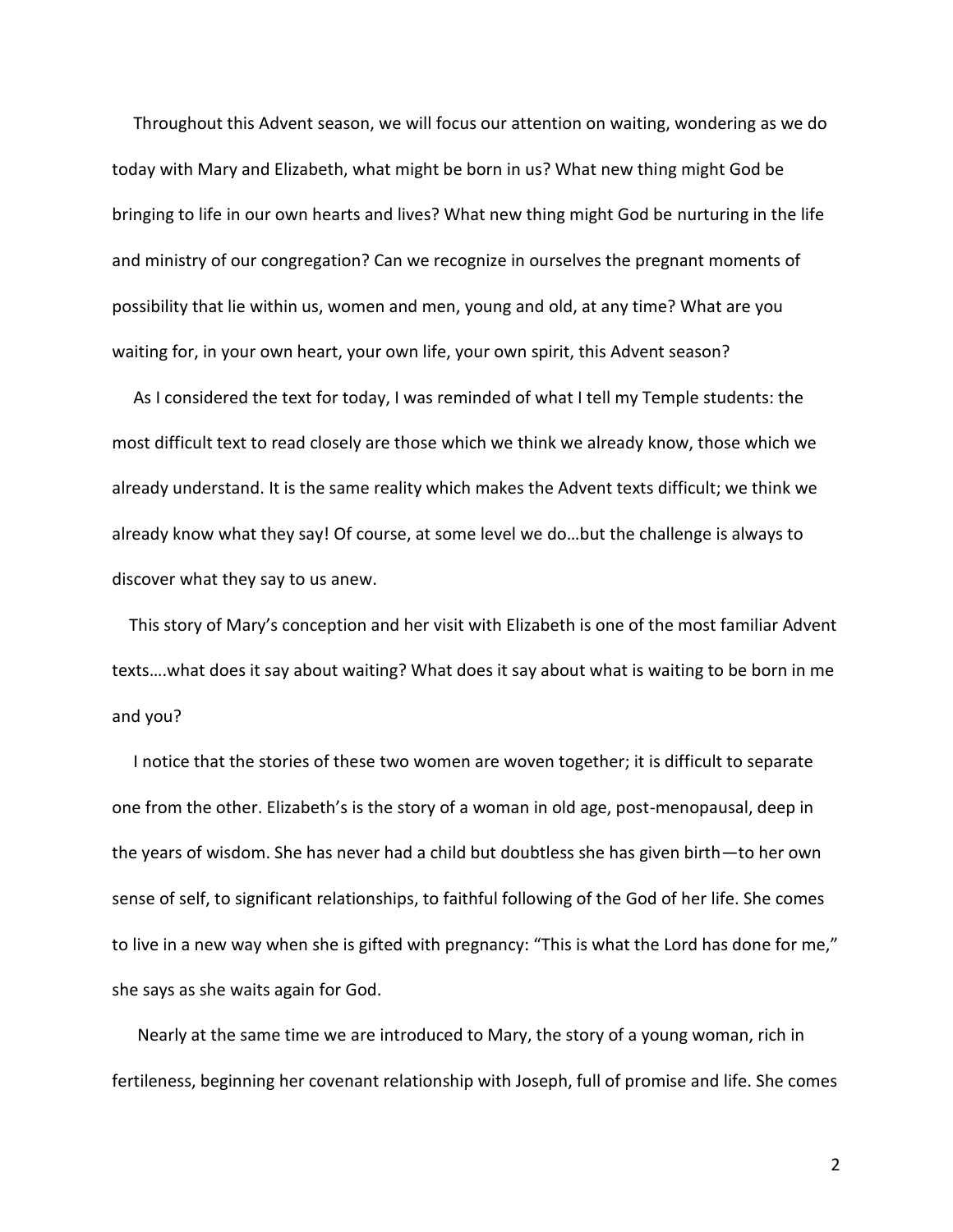Throughout this Advent season, we will focus our attention on waiting, wondering as we do today with Mary and Elizabeth, what might be born in us? What new thing might God be bringing to life in our own hearts and lives? What new thing might God be nurturing in the life and ministry of our congregation? Can we recognize in ourselves the pregnant moments of possibility that lie within us, women and men, young and old, at any time? What are you waiting for, in your own heart, your own life, your own spirit, this Advent season?

As I considered the text for today, I was reminded of what I tell my Temple students: the most difficult text to read closely are those which we think we already know, those which we already understand. It is the same reality which makes the Advent texts difficult; we think we already know what they say! Of course, at some level we do…but the challenge is always to discover what they say to us anew.

This story of Mary's conception and her visit with Elizabeth is one of the most familiar Advent texts….what does it say about waiting? What does it say about what is waiting to be born in me and you?

I notice that the stories of these two women are woven together; it is difficult to separate one from the other. Elizabeth's is the story of a woman in old age, post-menopausal, deep in the years of wisdom. She has never had a child but doubtless she has given birth—to her own sense of self, to significant relationships, to faithful following of the God of her life. She comes to live in a new way when she is gifted with pregnancy: "This is what the Lord has done for me," she says as she waits again for God.

Nearly at the same time we are introduced to Mary, the story of a young woman, rich in fertileness, beginning her covenant relationship with Joseph, full of promise and life. She comes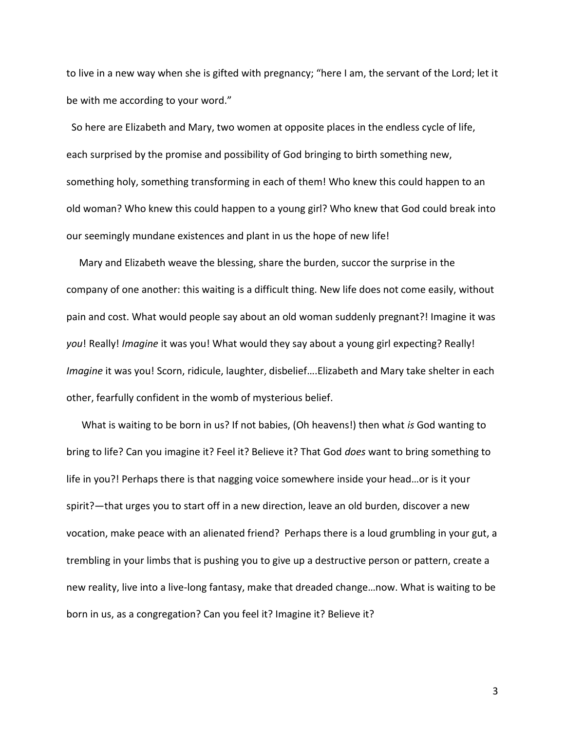to live in a new way when she is gifted with pregnancy; "here I am, the servant of the Lord; let it be with me according to your word."

So here are Elizabeth and Mary, two women at opposite places in the endless cycle of life, each surprised by the promise and possibility of God bringing to birth something new, something holy, something transforming in each of them! Who knew this could happen to an old woman? Who knew this could happen to a young girl? Who knew that God could break into our seemingly mundane existences and plant in us the hope of new life!

Mary and Elizabeth weave the blessing, share the burden, succor the surprise in the company of one another: this waiting is a difficult thing. New life does not come easily, without pain and cost. What would people say about an old woman suddenly pregnant?! Imagine it was *you*! Really! *Imagine* it was you! What would they say about a young girl expecting? Really! *Imagine* it was you! Scorn, ridicule, laughter, disbelief….Elizabeth and Mary take shelter in each other, fearfully confident in the womb of mysterious belief.

What is waiting to be born in us? If not babies, (Oh heavens!) then what *is* God wanting to bring to life? Can you imagine it? Feel it? Believe it? That God *does* want to bring something to life in you?! Perhaps there is that nagging voice somewhere inside your head…or is it your spirit?—that urges you to start off in a new direction, leave an old burden, discover a new vocation, make peace with an alienated friend? Perhaps there is a loud grumbling in your gut, a trembling in your limbs that is pushing you to give up a destructive person or pattern, create a new reality, live into a live-long fantasy, make that dreaded change…now. What is waiting to be born in us, as a congregation? Can you feel it? Imagine it? Believe it?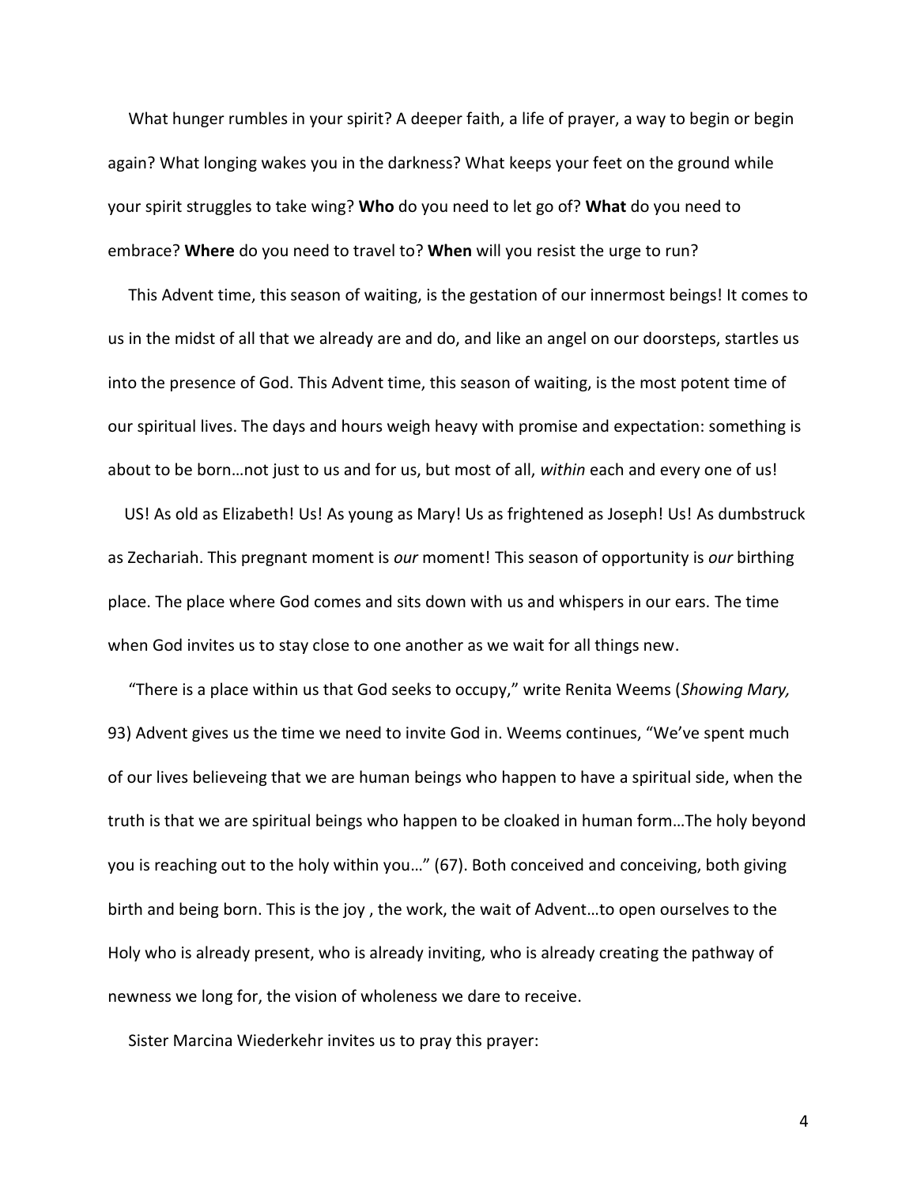What hunger rumbles in your spirit? A deeper faith, a life of prayer, a way to begin or begin again? What longing wakes you in the darkness? What keeps your feet on the ground while your spirit struggles to take wing? **Who** do you need to let go of? **What** do you need to embrace? **Where** do you need to travel to? **When** will you resist the urge to run?

This Advent time, this season of waiting, is the gestation of our innermost beings! It comes to us in the midst of all that we already are and do, and like an angel on our doorsteps, startles us into the presence of God. This Advent time, this season of waiting, is the most potent time of our spiritual lives. The days and hours weigh heavy with promise and expectation: something is about to be born…not just to us and for us, but most of all, *within* each and every one of us!

US! As old as Elizabeth! Us! As young as Mary! Us as frightened as Joseph! Us! As dumbstruck as Zechariah. This pregnant moment is *our* moment! This season of opportunity is *our* birthing place. The place where God comes and sits down with us and whispers in our ears. The time when God invites us to stay close to one another as we wait for all things new.

"There is a place within us that God seeks to occupy," write Renita Weems (*Showing Mary,* 93) Advent gives us the time we need to invite God in. Weems continues, "We've spent much of our lives believeing that we are human beings who happen to have a spiritual side, when the truth is that we are spiritual beings who happen to be cloaked in human form…The holy beyond you is reaching out to the holy within you…" (67). Both conceived and conceiving, both giving birth and being born. This is the joy , the work, the wait of Advent…to open ourselves to the Holy who is already present, who is already inviting, who is already creating the pathway of newness we long for, the vision of wholeness we dare to receive.

Sister Marcina Wiederkehr invites us to pray this prayer: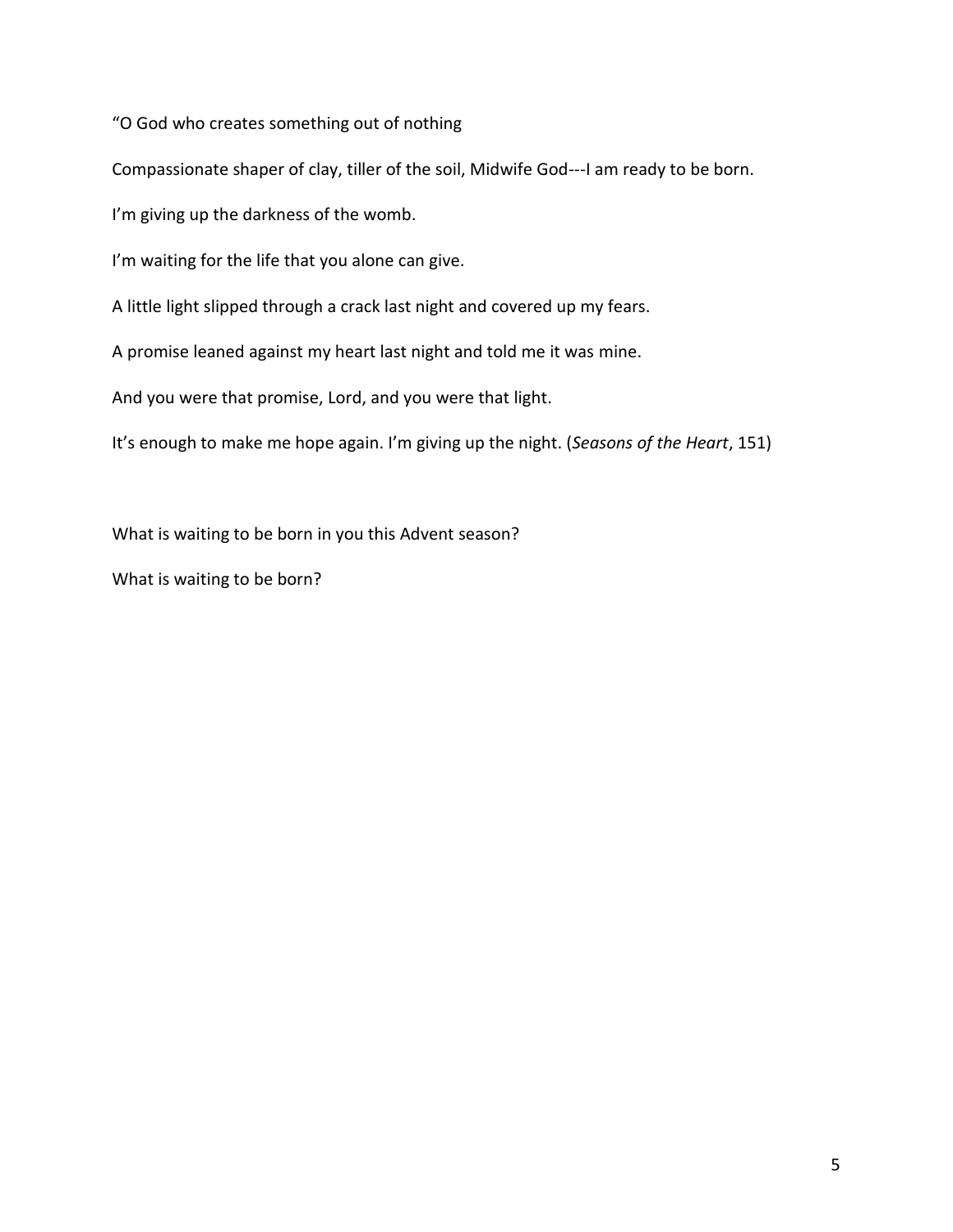"O God who creates something out of nothing

Compassionate shaper of clay, tiller of the soil, Midwife God---I am ready to be born.

I'm giving up the darkness of the womb.

I'm waiting for the life that you alone can give.

A little light slipped through a crack last night and covered up my fears.

A promise leaned against my heart last night and told me it was mine.

And you were that promise, Lord, and you were that light.

It's enough to make me hope again. I'm giving up the night. (*Seasons of the Heart*, 151)

What is waiting to be born in you this Advent season?

What is waiting to be born?